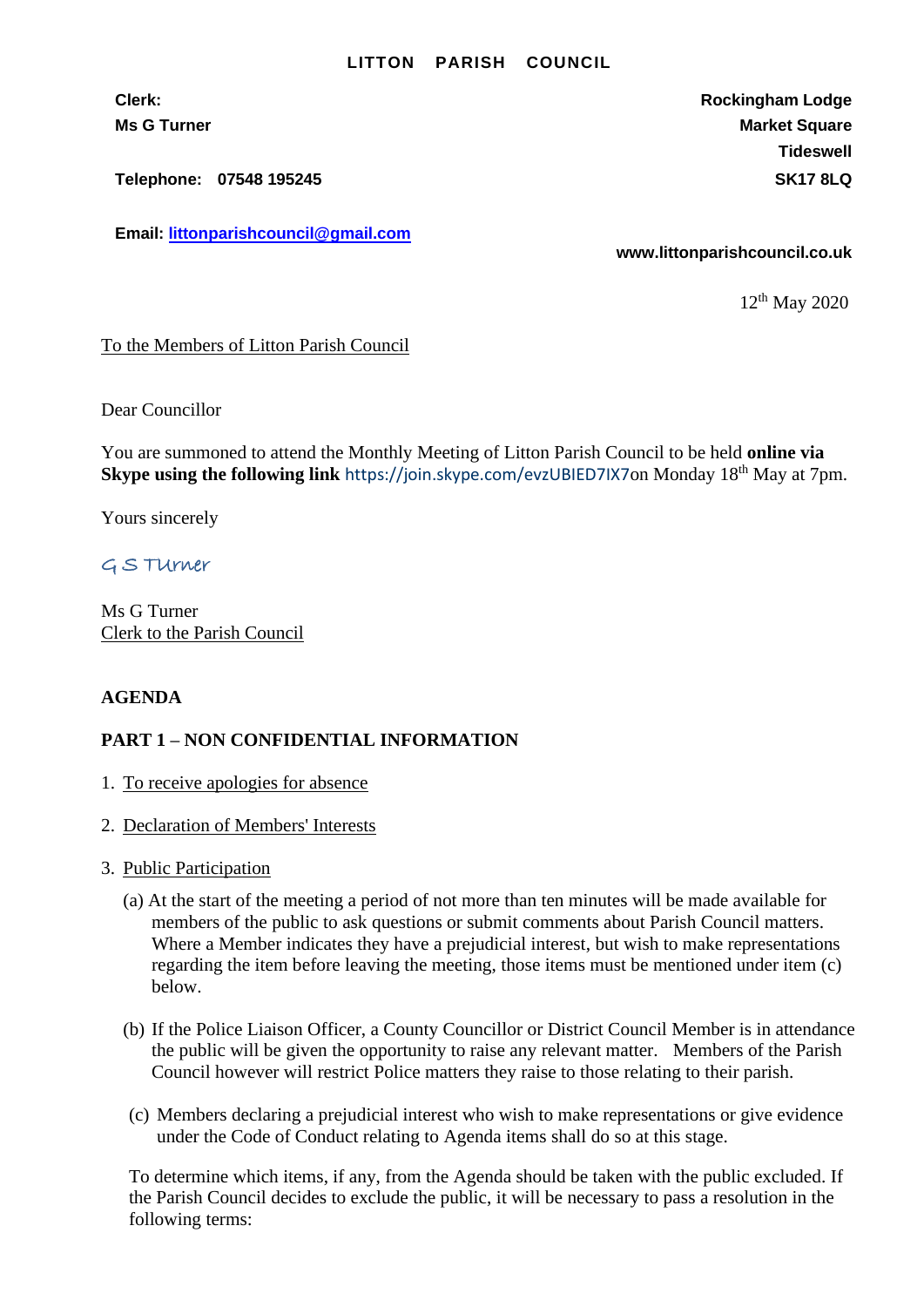**LITTON PARISH COUNCIL**

**Clerk:**
**Ms G Turner**

**Telephone: 07548 195245**

**Email: littonparishcouncil@gmail.com**

**Rockingham Lodge**
**Market Square**
**Tideswell**
**SK17 8LQ**

**www.littonparishcouncil.co.uk**

12th May 2020

To the Members of Litton Parish Council

Dear Councillor

You are summoned to attend the Monthly Meeting of Litton Parish Council to be held **online via Skype using the following link** https://join.skype.com/evzUBIED7IX7on Monday 18th May at 7pm.

Yours sincerely

G S Turner

Ms G Turner
Clerk to the Parish Council

**AGENDA**

**PART 1 – NON CONFIDENTIAL INFORMATION**

1. To receive apologies for absence

2. Declaration of Members' Interests

3. Public Participation

   (a) At the start of the meeting a period of not more than ten minutes will be made available for members of the public to ask questions or submit comments about Parish Council matters. Where a Member indicates they have a prejudicial interest, but wish to make representations regarding the item before leaving the meeting, those items must be mentioned under item (c) below.

   (b) If the Police Liaison Officer, a County Councillor or District Council Member is in attendance the public will be given the opportunity to raise any relevant matter. Members of the Parish Council however will restrict Police matters they raise to those relating to their parish.

   (c) Members declaring a prejudicial interest who wish to make representations or give evidence under the Code of Conduct relating to Agenda items shall do so at this stage.

   To determine which items, if any, from the Agenda should be taken with the public excluded. If the Parish Council decides to exclude the public, it will be necessary to pass a resolution in the following terms: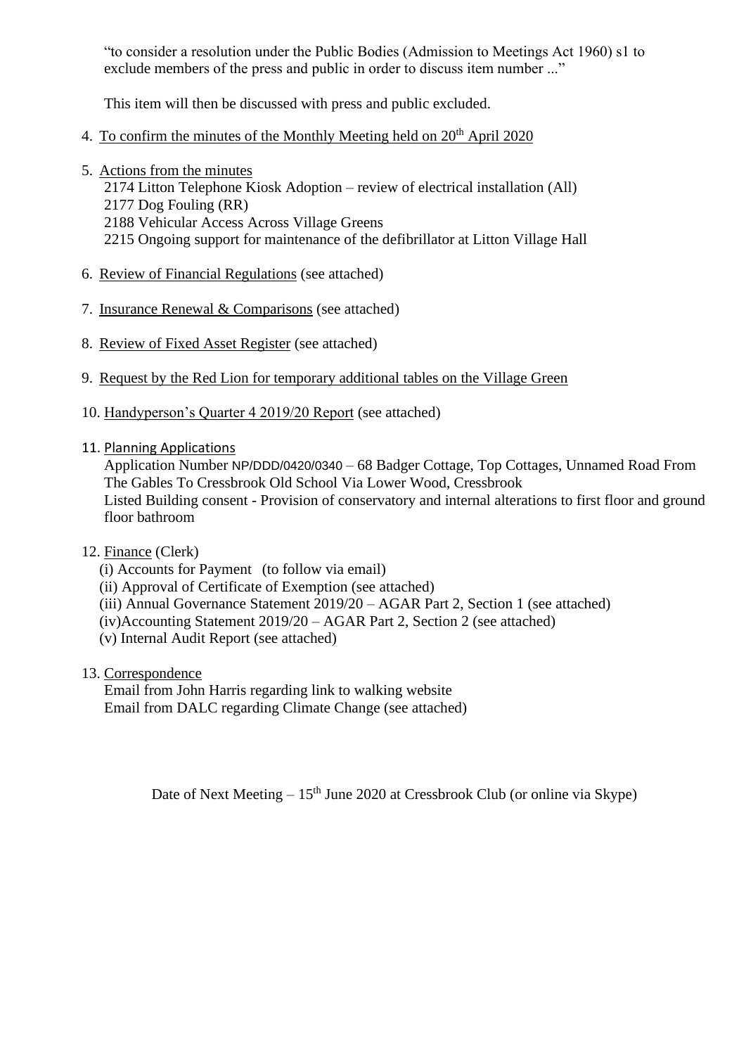"to consider a resolution under the Public Bodies (Admission to Meetings Act 1960) s1 to exclude members of the press and public in order to discuss item number ..."

This item will then be discussed with press and public excluded.

4. To confirm the minutes of the Monthly Meeting held on 20th April 2020

5. Actions from the minutes
   2174 Litton Telephone Kiosk Adoption – review of electrical installation (All)
   2177 Dog Fouling (RR)
   2188 Vehicular Access Across Village Greens
   2215 Ongoing support for maintenance of the defibrillator at Litton Village Hall

6. Review of Financial Regulations (see attached)

7. Insurance Renewal & Comparisons (see attached)

8. Review of Fixed Asset Register (see attached)

9. Request by the Red Lion for temporary additional tables on the Village Green

10. Handyperson's Quarter 4 2019/20 Report (see attached)

11. Planning Applications
    Application Number NP/DDD/0420/0340 – 68 Badger Cottage, Top Cottages, Unnamed Road From The Gables To Cressbrook Old School Via Lower Wood, Cressbrook
    Listed Building consent - Provision of conservatory and internal alterations to first floor and ground floor bathroom

12. Finance (Clerk)
    (i) Accounts for Payment (to follow via email)
    (ii) Approval of Certificate of Exemption (see attached)
    (iii) Annual Governance Statement 2019/20 – AGAR Part 2, Section 1 (see attached)
    (iv)Accounting Statement 2019/20 – AGAR Part 2, Section 2 (see attached)
    (v) Internal Audit Report (see attached)

13. Correspondence
    Email from John Harris regarding link to walking website
    Email from DALC regarding Climate Change (see attached)

Date of Next Meeting – 15th June 2020 at Cressbrook Club (or online via Skype)